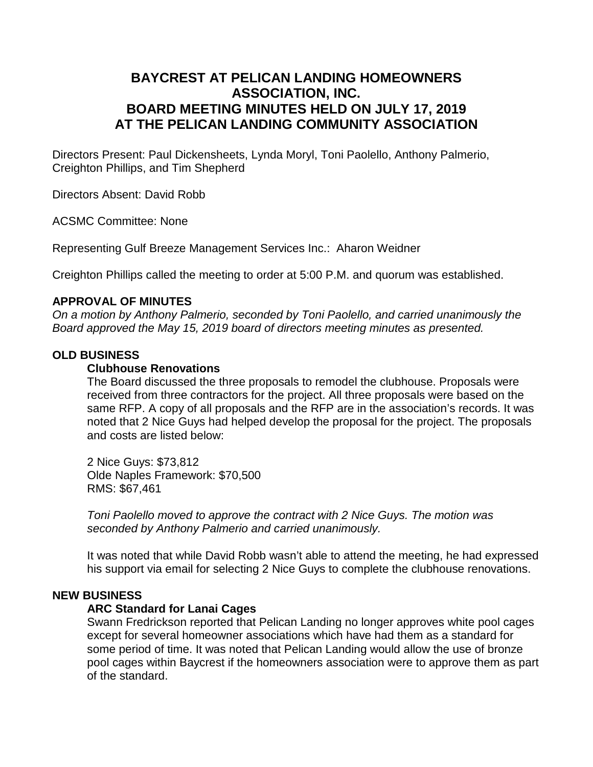# BAYCREST AT PELICAN LANDING HOMEOWNERS ASSOCIATION, INC.
# BOARD MEETING MINUTES HELD ON JULY 17, 2019 AT THE PELICAN LANDING COMMUNITY ASSOCIATION

Directors Present: Paul Dickensheets, Lynda Moryl, Toni Paolello, Anthony Palmerio, Creighton Phillips, and Tim Shepherd

Directors Absent: David Robb

ACSMC Committee: None

Representing Gulf Breeze Management Services Inc.: Aharon Weidner

Creighton Phillips called the meeting to order at 5:00 P.M. and quorum was established.

## APPROVAL OF MINUTES

*On a motion by Anthony Palmerio, seconded by Toni Paolello, and carried unanimously the Board approved the May 15, 2019 board of directors meeting minutes as presented.*

## OLD BUSINESS

### Clubhouse Renovations

The Board discussed the three proposals to remodel the clubhouse. Proposals were received from three contractors for the project. All three proposals were based on the same RFP. A copy of all proposals and the RFP are in the association's records. It was noted that 2 Nice Guys had helped develop the proposal for the project. The proposals and costs are listed below:

2 Nice Guys: $73,812
Olde Naples Framework: $70,500
RMS: $67,461

*Toni Paolello moved to approve the contract with 2 Nice Guys. The motion was seconded by Anthony Palmerio and carried unanimously.*

It was noted that while David Robb wasn't able to attend the meeting, he had expressed his support via email for selecting 2 Nice Guys to complete the clubhouse renovations.

## NEW BUSINESS

### ARC Standard for Lanai Cages

Swann Fredrickson reported that Pelican Landing no longer approves white pool cages except for several homeowner associations which have had them as a standard for some period of time. It was noted that Pelican Landing would allow the use of bronze pool cages within Baycrest if the homeowners association were to approve them as part of the standard.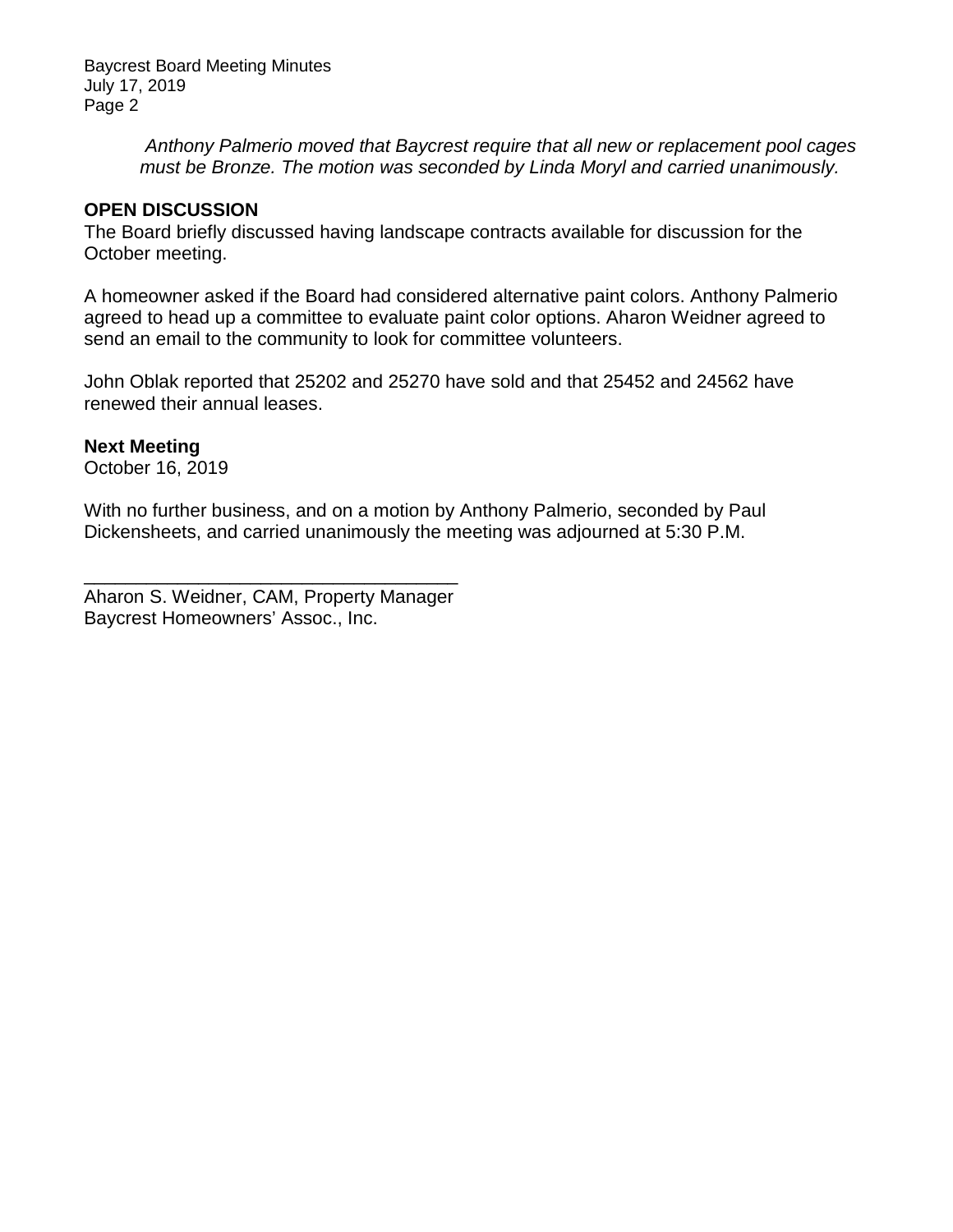*Anthony Palmerio moved that Baycrest require that all new or replacement pool cages must be Bronze. The motion was seconded by Linda Moryl and carried unanimously.*

**OPEN DISCUSSION**

The Board briefly discussed having landscape contracts available for discussion for the October meeting.

A homeowner asked if the Board had considered alternative paint colors. Anthony Palmerio agreed to head up a committee to evaluate paint color options. Aharon Weidner agreed to send an email to the community to look for committee volunteers.

John Oblak reported that 25202 and 25270 have sold and that 25452 and 24562 have renewed their annual leases.

**Next Meeting**

October 16, 2019

With no further business, and on a motion by Anthony Palmerio, seconded by Paul Dickensheets, and carried unanimously the meeting was adjourned at 5:30 P.M.

\_\_\_\_\_\_\_\_\_\_\_\_\_\_\_\_\_\_\_\_\_\_\_\_\_\_\_\_\_\_\_\_\_\_\_\_

Aharon S. Weidner, CAM, Property Manager
Baycrest Homeowners' Assoc., Inc.